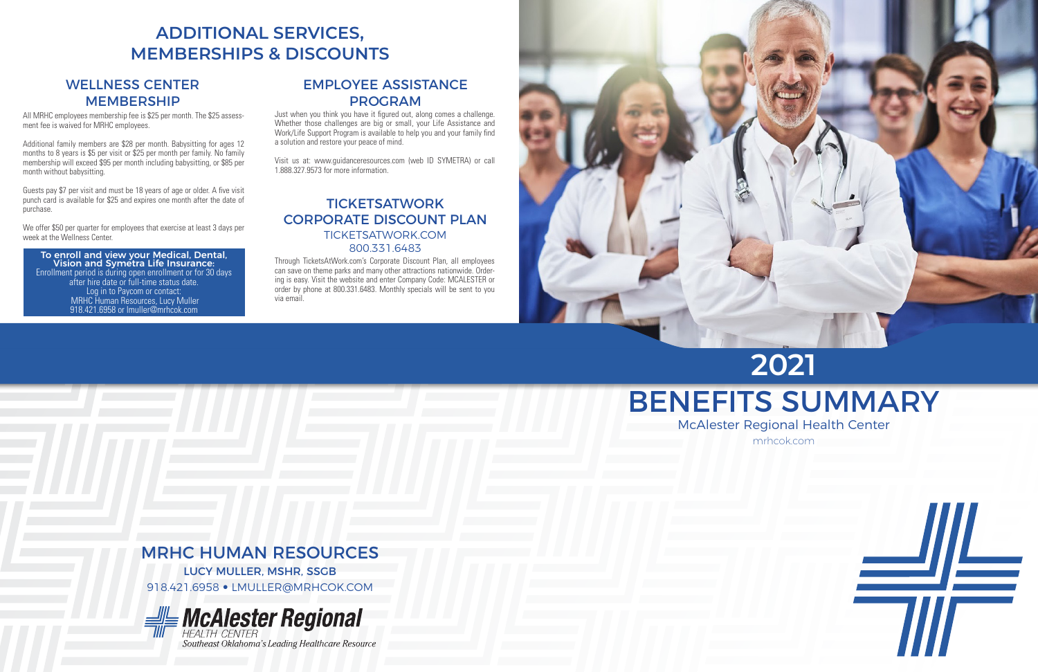# ADDITIONAL SERVICES, MEMBERSHIPS & DISCOUNTS

## WELLNESS CENTER MEMBERSHIP

All MRHC employees membership fee is $25 per month. The $25 assessment fee is waived for MRHC employees.

Additional family members are $28 per month. Babysitting for ages 12 months to 8 years is $5 per visit or $25 per month per family. No family membership will exceed $95 per month including babysitting, or $85 per month without babysitting.

Guests pay $7 per visit and must be 18 years of age or older. A five visit punch card is available for $25 and expires one month after the date of purchase.

We offer $50 per quarter for employees that exercise at least 3 days per week at the Wellness Center.

**To enroll and view your Medical, Dental, Vision and Symetra Life Insurance:**
Enrollment period is during open enrollment or for 30 days after hire date or full-time status date.
Log in to Paycom or contact:
MRHC Human Resources, Lucy Muller
918.421.6958 or lmuller@mrhcok.com

## EMPLOYEE ASSISTANCE PROGRAM

Just when you think you have it figured out, along comes a challenge. Whether those challenges are big or small, your Life Assistance and Work/Life Support Program is available to help you and your family find a solution and restore your peace of mind.

Visit us at: www.guidanceresources.com (web ID SYMETRA) or call 1.888.327.9573 for more information.

## TICKETSATWORK CORPORATE DISCOUNT PLAN

TICKETSATWORK.COM
800.331.6483

Through TicketsAtWork.com's Corporate Discount Plan, all employees can save on theme parks and many other attractions nationwide. Ordering is easy. Visit the website and enter Company Code: MCALESTER or order by phone at 800.331.6483. Monthly specials will be sent to you via email.

## MRHC HUMAN RESOURCES

LUCY MULLER, MSHR, SSGB
918.421.6958 • LMULLER@MRHCOK.COM

McAlester Regional
HEALTH CENTER
*Southeast Oklahoma's Leading Healthcare Resource*

# 2021 BENEFITS SUMMARY

McAlester Regional Health Center
mrhcok.com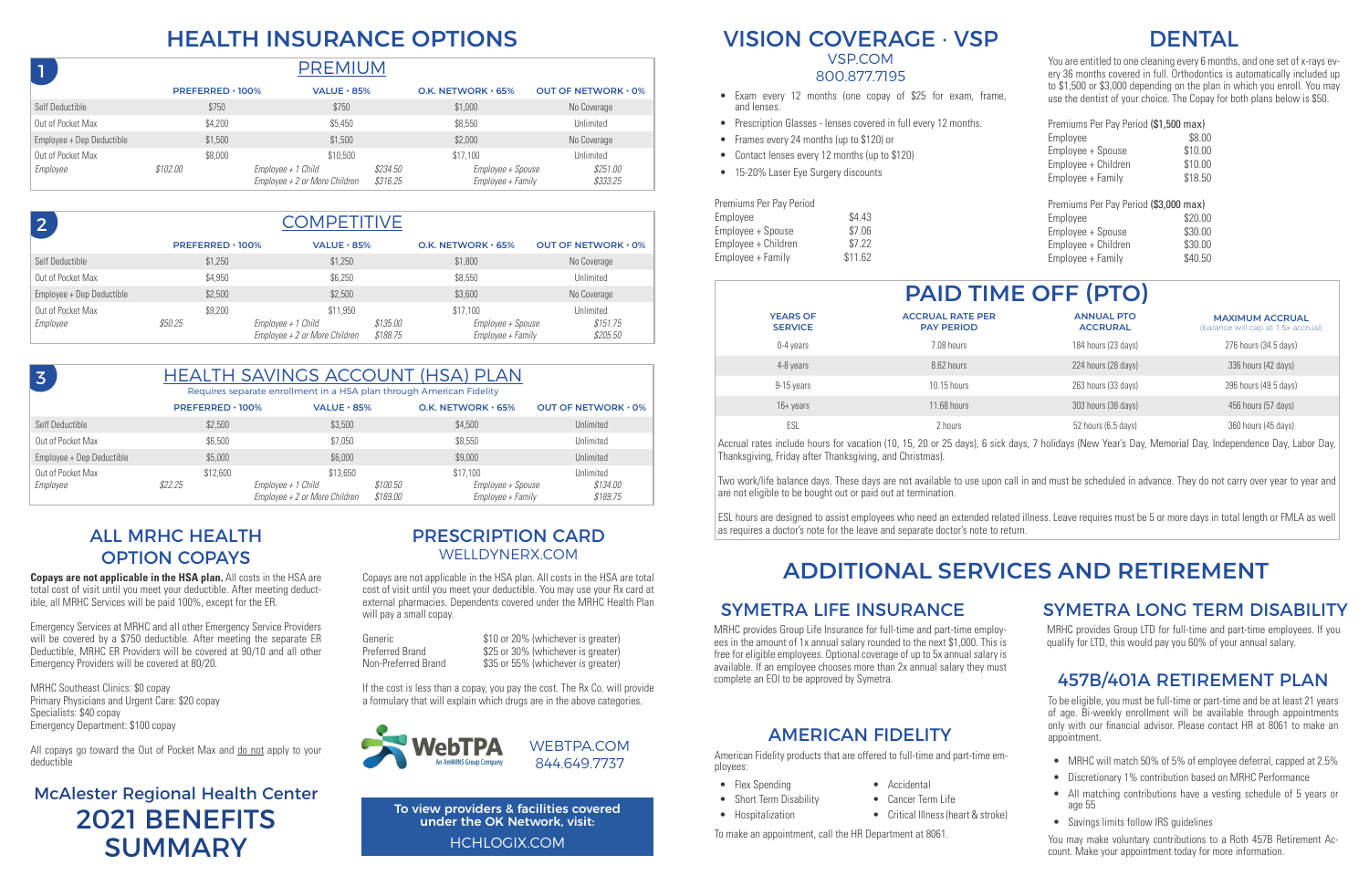# HEALTH INSURANCE OPTIONS

## 1 PREMIUM

| | PREFERRED · 100% | VALUE · 85% | O.K. NETWORK · 65% | OUT OF NETWORK · 0% |
|---|---|---|---|---|
| Self Deductible | $750 | $750 | $1,000 | No Coverage |
| Out of Pocket Max | $4,200 | $5,450 | $8,550 | Unlimited |
| Employee + Dep Deductible | $1,500 | $1,500 | $2,000 | No Coverage |
| Out of Pocket Max | $8,000 | $10,500 | $17,100 | Unlimited |

*Employee* $102.00 · *Employee + 1 Child* $234.50 · *Employee + 2 or More Children* $316.25 · *Employee + Spouse* $251.00 · *Employee + Family* $333.25

## 2 COMPETITIVE

| | PREFERRED · 100% | VALUE · 85% | O.K. NETWORK · 65% | OUT OF NETWORK · 0% |
|---|---|---|---|---|
| Self Deductible | $1,250 | $1,250 | $1,800 | No Coverage |
| Out of Pocket Max | $4,950 | $6,250 | $8,550 | Unlimited |
| Employee + Dep Deductible | $2,500 | $2,500 | $3,600 | No Coverage |
| Out of Pocket Max | $9,200 | $11,950 | $17,100 | Unlimited |

*Employee* $50.25 · *Employee + 1 Child* $135.00 · *Employee + 2 or More Children* $188.75 · *Employee + Spouse* $151.75 · *Employee + Family* $205.50

## 3 HEALTH SAVINGS ACCOUNT (HSA) PLAN

Requires separate enrollment in a HSA plan through American Fidelity

| | PREFERRED · 100% | VALUE · 85% | O.K. NETWORK · 65% | OUT OF NETWORK · 0% |
|---|---|---|---|---|
| Self Deductible | $2,500 | $3,500 | $4,500 | Unlimited |
| Out of Pocket Max | $6,500 | $7,050 | $8,550 | Unlimited |
| Employee + Dep Deductible | $5,000 | $6,000 | $9,000 | Unlimited |
| Out of Pocket Max | $12,600 | $13,650 | $17,100 | Unlimited |

*Employee* $22.25 · *Employee + 1 Child* $100.50 · *Employee + 2 or More Children* $169.00 · *Employee + Spouse* $134.00 · *Employee + Family* $189.75

## ALL MRHC HEALTH OPTION COPAYS

**Copays are not applicable in the HSA plan.** All costs in the HSA are total cost of visit until you meet your deductible. After meeting deductible, all MRHC Services will be paid 100%, except for the ER.

Emergency Services at MRHC and all other Emergency Service Providers will be covered by a $750 deductible. After meeting the separate ER Deductible, MRHC ER Providers will be covered at 90/10 and all other Emergency Providers will be covered at 80/20.

MRHC Southeast Clinics: $0 copay
Primary Physicians and Urgent Care: $20 copay
Specialists: $40 copay
Emergency Department: $100 copay

All copays go toward the Out of Pocket Max and do not apply to your deductible

## PRESCRIPTION CARD
WELLDYNERX.COM

Copays are not applicable in the HSA plan. All costs in the HSA are total cost of visit until you meet your deductible. You may use your Rx card at external pharmacies. Dependents covered under the MRHC Health Plan will pay a small copay.

| | |
|---|---|
| Generic | $10 or 20% (whichever is greater) |
| Preferred Brand | $25 or 30% (whichever is greater) |
| Non-Preferred Brand | $35 or 55% (whichever is greater) |

If the cost is less than a copay, you pay the cost. The Rx Co. will provide a formulary that will explain which drugs are in the above categories.

WebTPA — An AmWINS Group Company
WEBTPA.COM
844.649.7737

**To view providers & facilities covered under the OK Network, visit:**
HCHLOGIX.COM

McAlester Regional Health Center
# 2021 BENEFITS SUMMARY

## VISION COVERAGE · VSP
VSP.COM
800.877.7195

- Exam every 12 months (one copay of $25 for exam, frame, and lenses.
- Prescription Glasses - lenses covered in full every 12 months.
- Frames every 24 months (up to $120) or
- Contact lenses every 12 months (up to $120)
- 15-20% Laser Eye Surgery discounts

| Premiums Per Pay Period | |
|---|---|
| Employee | $4.43 |
| Employee + Spouse | $7.06 |
| Employee + Children | $7.22 |
| Employee + Family | $11.62 |

## DENTAL

You are entitled to one cleaning every 6 months, and one set of x-rays every 36 months covered in full. Orthodontics is automatically included up to $1,500 or $3,000 depending on the plan in which you enroll. You may use the dentist of your choice. The Copay for both plans below is $50.

| Premiums Per Pay Period ($1,500 max) | |
|---|---|
| Employee | $8.00 |
| Employee + Spouse | $10.00 |
| Employee + Children | $10.00 |
| Employee + Family | $18.50 |

| Premiums Per Pay Period ($3,000 max) | |
|---|---|
| Employee | $20.00 |
| Employee + Spouse | $30.00 |
| Employee + Children | $30.00 |
| Employee + Family | $40.50 |

## PAID TIME OFF (PTO)

| YEARS OF SERVICE | ACCRUAL RATE PER PAY PERIOD | ANNUAL PTO ACCRUAL | MAXIMUM ACCRUAL (balance will cap at 1.5x accrual) |
|---|---|---|---|
| 0-4 years | 7.08 hours | 184 hours (23 days) | 276 hours (34.5 days) |
| 4-8 years | 8.62 hours | 224 hours (28 days) | 336 hours (42 days) |
| 9-15 years | 10.15 hours | 263 hours (33 days) | 396 hours (49.5 days) |
| 16+ years | 11.68 hours | 303 hours (38 days) | 456 hours (57 days) |
| ESL | 2 hours | 52 hours (6.5 days) | 360 hours (45 days) |

Accrual rates include hours for vacation (10, 15, 20 or 25 days), 6 sick days, 7 holidays (New Year's Day, Memorial Day, Independence Day, Labor Day, Thanksgiving, Friday after Thanksgiving, and Christmas).

Two work/life balance days. These days are not available to use upon call in and must be scheduled in advance. They do not carry over year to year and are not eligible to be bought out or paid out at termination.

ESL hours are designed to assist employees who need an extended related illness. Leave requires must be 5 or more days in total length or FMLA as well as requires a doctor's note for the leave and separate doctor's note to return.

# ADDITIONAL SERVICES AND RETIREMENT

## SYMETRA LIFE INSURANCE

MRHC provides Group Life Insurance for full-time and part-time employees in the amount of 1x annual salary rounded to the next $1,000. This is free for eligible employees. Optional coverage of up to 5x annual salary is available. If an employee chooses more than 2x annual salary they must complete an EOI to be approved by Symetra.

## AMERICAN FIDELITY

American Fidelity products that are offered to full-time and part-time employees:

- Flex Spending
- Short Term Disability
- Hospitalization
- Accidental
- Cancer Term Life
- Critical Illness (heart & stroke)

To make an appointment, call the HR Department at 8061.

## SYMETRA LONG TERM DISABILITY

MRHC provides Group LTD for full-time and part-time employees. If you qualify for LTD, this would pay you 60% of your annual salary.

## 457B/401A RETIREMENT PLAN

To be eligible, you must be full-time or part-time and be at least 21 years of age. Bi-weekly enrollment will be available through appointments only with our financial advisor. Please contact HR at 8061 to make an appointment.

- MRHC will match 50% of 5% of employee deferral, capped at 2.5%
- Discretionary 1% contribution based on MRHC Performance
- All matching contributions have a vesting schedule of 5 years or age 55
- Savings limits follow IRS guidelines

You may make voluntary contributions to a Roth 457B Retirement Account. Make your appointment today for more information.